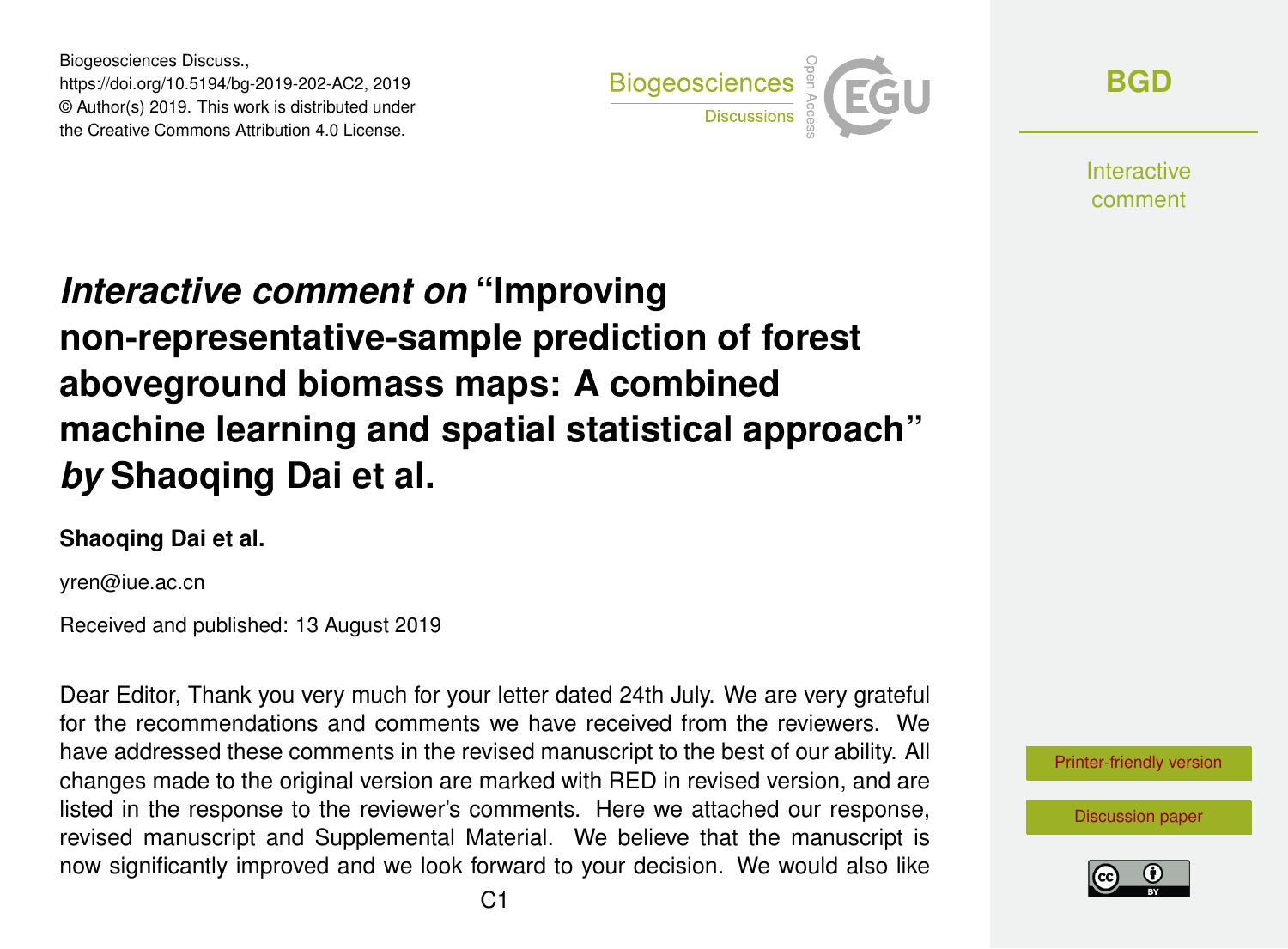# *Interactive comment on* "Improving non-representative-sample prediction of forest aboveground biomass maps: A combined machine learning and spatial statistical approach" *by* Shaoqing Dai et al.

**Shaoqing Dai et al.**

yren@iue.ac.cn

Received and published: 13 August 2019

Dear Editor, Thank you very much for your letter dated 24th July. We are very grateful for the recommendations and comments we have received from the reviewers. We have addressed these comments in the revised manuscript to the best of our ability. All changes made to the original version are marked with RED in revised version, and are listed in the response to the reviewer's comments. Here we attached our response, revised manuscript and Supplemental Material. We believe that the manuscript is now significantly improved and we look forward to your decision. We would also like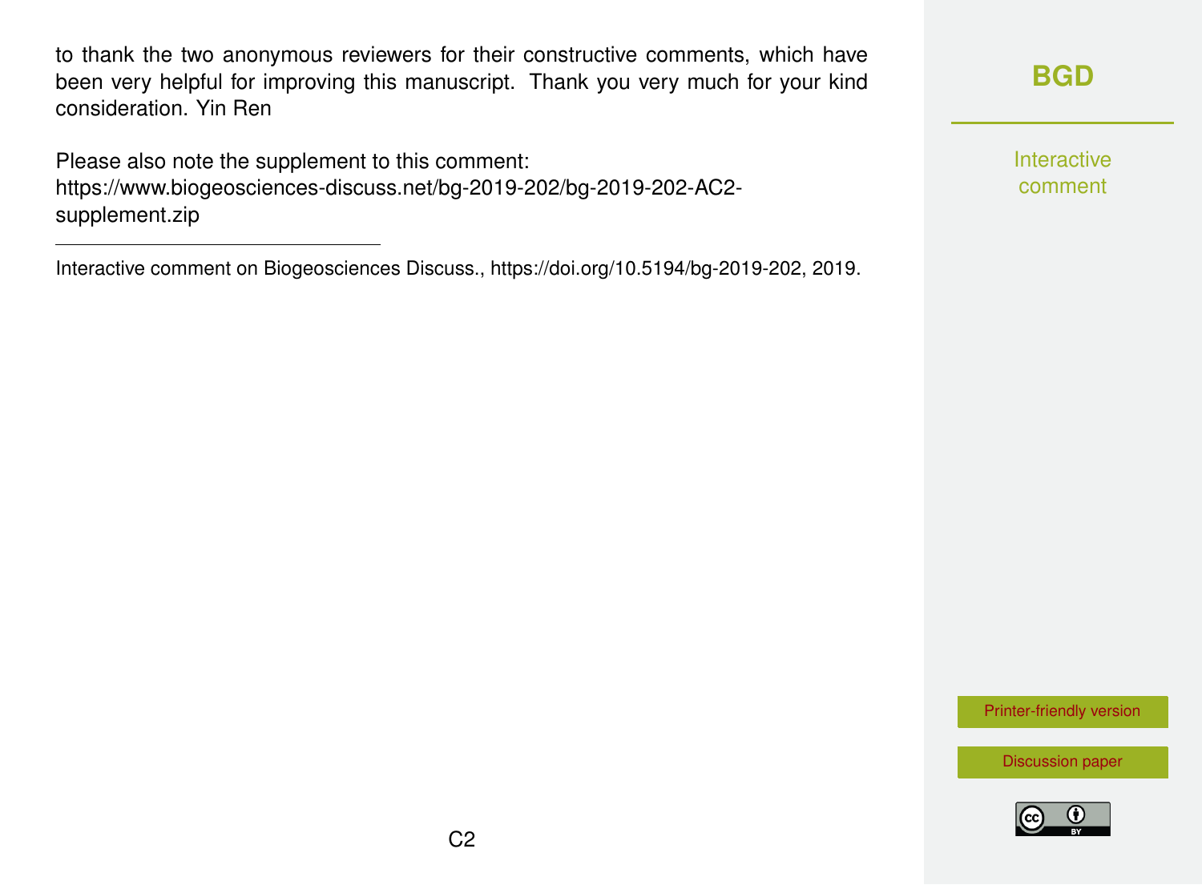to thank the two anonymous reviewers for their constructive comments, which have been very helpful for improving this manuscript. Thank you very much for your kind consideration. Yin Ren

Please also note the supplement to this comment:
https://www.biogeosciences-discuss.net/bg-2019-202/bg-2019-202-AC2-supplement.zip

---

Interactive comment on Biogeosciences Discuss., https://doi.org/10.5194/bg-2019-202, 2019.